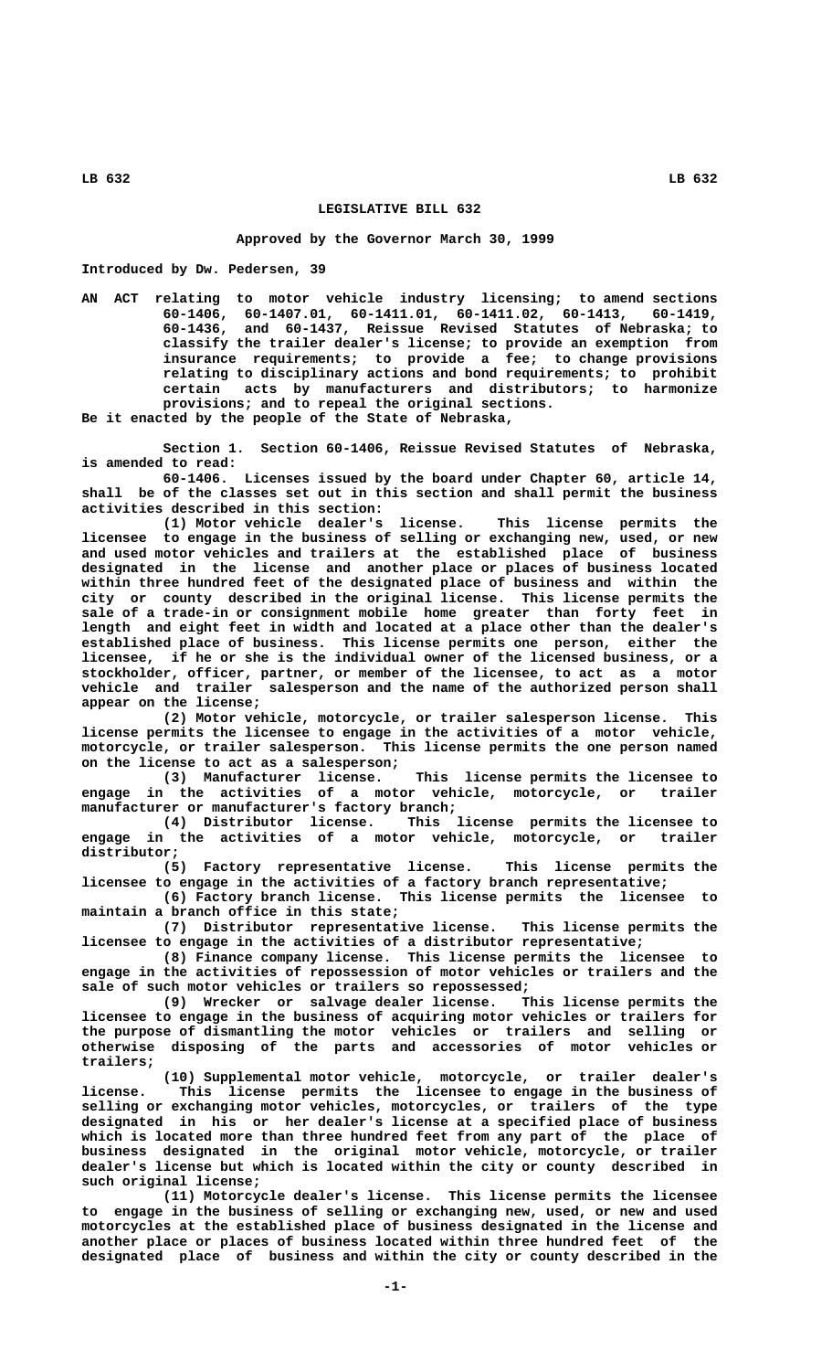# LEGISLATIVE BILL 632

### Approved by the Governor March 30, 1999

Introduced by Dw. Pedersen, 39

AN ACT relating to motor vehicle industry licensing; to amend sections 60-1406, 60-1407.01, 60-1411.01, 60-1411.02, 60-1413, 60-1419, 60-1436, and 60-1437, Reissue Revised Statutes of Nebraska; to classify the trailer dealer's license; to provide an exemption from insurance requirements; to provide a fee; to change provisions relating to disciplinary actions and bond requirements; to prohibit certain acts by manufacturers and distributors; to harmonize provisions; and to repeal the original sections.

Be it enacted by the people of the State of Nebraska,

Section 1. Section 60-1406, Reissue Revised Statutes of Nebraska, is amended to read:

60-1406. Licenses issued by the board under Chapter 60, article 14, shall be of the classes set out in this section and shall permit the business activities described in this section:

(1) Motor vehicle dealer's license. This license permits the licensee to engage in the business of selling or exchanging new, used, or new and used motor vehicles and trailers at the established place of business designated in the license and another place or places of business located within three hundred feet of the designated place of business and within the city or county described in the original license. This license permits the sale of a trade-in or consignment mobile home greater than forty feet in length and eight feet in width and located at a place other than the dealer's established place of business. This license permits one person, either the licensee, if he or she is the individual owner of the licensed business, or a stockholder, officer, partner, or member of the licensee, to act as a motor vehicle and trailer salesperson and the name of the authorized person shall appear on the license;

(2) Motor vehicle, motorcycle, or trailer salesperson license. This license permits the licensee to engage in the activities of a motor vehicle, motorcycle, or trailer salesperson. This license permits the one person named on the license to act as a salesperson;

(3) Manufacturer license. This license permits the licensee to engage in the activities of a motor vehicle, motorcycle, or trailer manufacturer or manufacturer's factory branch;

(4) Distributor license. This license permits the licensee to engage in the activities of a motor vehicle, motorcycle, or trailer distributor;

(5) Factory representative license. This license permits the licensee to engage in the activities of a factory branch representative;

(6) Factory branch license. This license permits the licensee to maintain a branch office in this state;

(7) Distributor representative license. This license permits the licensee to engage in the activities of a distributor representative;

(8) Finance company license. This license permits the licensee to engage in the activities of repossession of motor vehicles or trailers and the sale of such motor vehicles or trailers so repossessed;

(9) Wrecker or salvage dealer license. This license permits the licensee to engage in the business of acquiring motor vehicles or trailers for the purpose of dismantling the motor vehicles or trailers and selling or otherwise disposing of the parts and accessories of motor vehicles or trailers;

(10) Supplemental motor vehicle, motorcycle, or trailer dealer's license. This license permits the licensee to engage in the business of selling or exchanging motor vehicles, motorcycles, or trailers of the type designated in his or her dealer's license at a specified place of business which is located more than three hundred feet from any part of the place of business designated in the original motor vehicle, motorcycle, or trailer dealer's license but which is located within the city or county described in such original license;

(11) Motorcycle dealer's license. This license permits the licensee to engage in the business of selling or exchanging new, used, or new and used motorcycles at the established place of business designated in the license and another place or places of business located within three hundred feet of the designated place of business and within the city or county described in the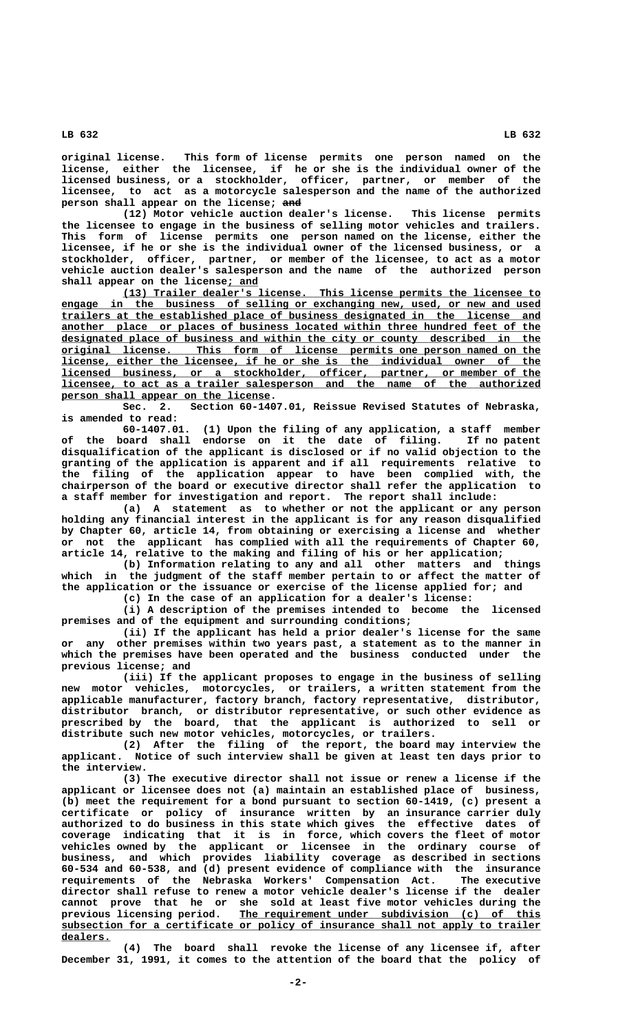original license. This form of license permits one person named on the license, either the licensee, if he or she is the individual owner of the licensed business, or a stockholder, officer, partner, or member of the licensee, to act as a motorcycle salesperson and the name of the authorized person shall appear on the license; and

(12) Motor vehicle auction dealer's license. This license permits the licensee to engage in the business of selling motor vehicles and trailers. This form of license permits one person named on the license, either the licensee, if he or she is the individual owner of the licensed business, or a stockholder, officer, partner, or member of the licensee, to act as a motor vehicle auction dealer's salesperson and the name of the authorized person shall appear on the license; and

(13) Trailer dealer's license. This license permits the licensee to engage in the business of selling or exchanging new, used, or new and used trailers at the established place of business designated in the license and another place or places of business located within three hundred feet of the designated place of business and within the city or county described in the original license. This form of license permits one person named on the license, either the licensee, if he or she is the individual owner of the licensed business, or a stockholder, officer, partner, or member of the licensee, to act as a trailer salesperson and the name of the authorized person shall appear on the license.

Sec. 2. Section 60-1407.01, Reissue Revised Statutes of Nebraska, is amended to read:

60-1407.01. (1) Upon the filing of any application, a staff member of the board shall endorse on it the date of filing. If no patent disqualification of the applicant is disclosed or if no valid objection to the granting of the application is apparent and if all requirements relative to the filing of the application appear to have been complied with, the chairperson of the board or executive director shall refer the application to a staff member for investigation and report. The report shall include:

(a) A statement as to whether or not the applicant or any person holding any financial interest in the applicant is for any reason disqualified by Chapter 60, article 14, from obtaining or exercising a license and whether or not the applicant has complied with all the requirements of Chapter 60, article 14, relative to the making and filing of his or her application;

(b) Information relating to any and all other matters and things which in the judgment of the staff member pertain to or affect the matter of the application or the issuance or exercise of the license applied for; and

(c) In the case of an application for a dealer's license:

(i) A description of the premises intended to become the licensed premises and of the equipment and surrounding conditions;

(ii) If the applicant has held a prior dealer's license for the same or any other premises within two years past, a statement as to the manner in which the premises have been operated and the business conducted under the previous license; and

(iii) If the applicant proposes to engage in the business of selling new motor vehicles, motorcycles, or trailers, a written statement from the applicable manufacturer, factory branch, factory representative, distributor, distributor branch, or distributor representative, or such other evidence as prescribed by the board, that the applicant is authorized to sell or distribute such new motor vehicles, motorcycles, or trailers.

(2) After the filing of the report, the board may interview the applicant. Notice of such interview shall be given at least ten days prior to the interview.

(3) The executive director shall not issue or renew a license if the applicant or licensee does not (a) maintain an established place of business, (b) meet the requirement for a bond pursuant to section 60-1419, (c) present a certificate or policy of insurance written by an insurance carrier duly authorized to do business in this state which gives the effective dates of coverage indicating that it is in force, which covers the fleet of motor vehicles owned by the applicant or licensee in the ordinary course of business, and which provides liability coverage as described in sections 60-534 and 60-538, and (d) present evidence of compliance with the insurance requirements of the Nebraska Workers' Compensation Act. The executive director shall refuse to renew a motor vehicle dealer's license if the dealer cannot prove that he or she sold at least five motor vehicles during the previous licensing period. The requirement under subdivision (c) of this subsection for a certificate or policy of insurance shall not apply to trailer dealers.

(4) The board shall revoke the license of any licensee if, after December 31, 1991, it comes to the attention of the board that the policy of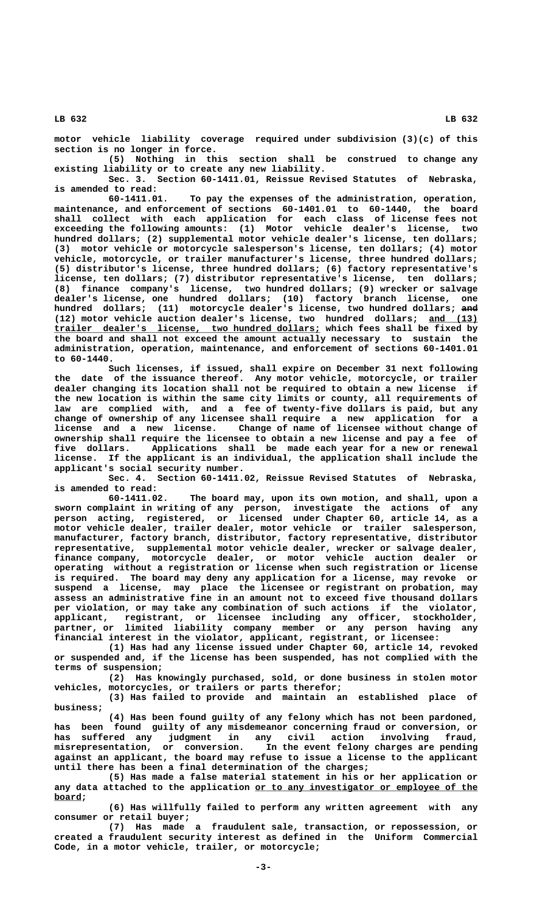motor vehicle liability coverage required under subdivision (3)(c) of this section is no longer in force.

(5) Nothing in this section shall be construed to change any existing liability or to create any new liability.

Sec. 3. Section 60-1411.01, Reissue Revised Statutes of Nebraska, is amended to read:

60-1411.01. To pay the expenses of the administration, operation, maintenance, and enforcement of sections 60-1401.01 to 60-1440, the board shall collect with each application for each class of license fees not exceeding the following amounts: (1) Motor vehicle dealer's license, two hundred dollars; (2) supplemental motor vehicle dealer's license, ten dollars; (3) motor vehicle or motorcycle salesperson's license, ten dollars; (4) motor vehicle, motorcycle, or trailer manufacturer's license, three hundred dollars; (5) distributor's license, three hundred dollars; (6) factory representative's license, ten dollars; (7) distributor representative's license, ten dollars; (8) finance company's license, two hundred dollars; (9) wrecker or salvage dealer's license, one hundred dollars; (10) factory branch license, one hundred dollars; (11) motorcycle dealer's license, two hundred dollars; ~~and~~ (12) motor vehicle auction dealer's license, two hundred dollars; and (13) trailer dealer's license, two hundred dollars; which fees shall be fixed by the board and shall not exceed the amount actually necessary to sustain the administration, operation, maintenance, and enforcement of sections 60-1401.01 to 60-1440.

Such licenses, if issued, shall expire on December 31 next following the date of the issuance thereof. Any motor vehicle, motorcycle, or trailer dealer changing its location shall not be required to obtain a new license if the new location is within the same city limits or county, all requirements of law are complied with, and a fee of twenty-five dollars is paid, but any change of ownership of any licensee shall require a new application for a license and a new license. Change of name of licensee without change of ownership shall require the licensee to obtain a new license and pay a fee of five dollars. Applications shall be made each year for a new or renewal license. If the applicant is an individual, the application shall include the applicant's social security number.

Sec. 4. Section 60-1411.02, Reissue Revised Statutes of Nebraska, is amended to read:

60-1411.02. The board may, upon its own motion, and shall, upon a sworn complaint in writing of any person, investigate the actions of any person acting, registered, or licensed under Chapter 60, article 14, as a motor vehicle dealer, trailer dealer, motor vehicle or trailer salesperson, manufacturer, factory branch, distributor, factory representative, distributor representative, supplemental motor vehicle dealer, wrecker or salvage dealer, finance company, motorcycle dealer, or motor vehicle auction dealer or operating without a registration or license when such registration or license is required. The board may deny any application for a license, may revoke or suspend a license, may place the licensee or registrant on probation, may assess an administrative fine in an amount not to exceed five thousand dollars per violation, or may take any combination of such actions if the violator, applicant, registrant, or licensee including any officer, stockholder, partner, or limited liability company member or any person having any financial interest in the violator, applicant, registrant, or licensee:

(1) Has had any license issued under Chapter 60, article 14, revoked or suspended and, if the license has been suspended, has not complied with the terms of suspension;

(2) Has knowingly purchased, sold, or done business in stolen motor vehicles, motorcycles, or trailers or parts therefor;

(3) Has failed to provide and maintain an established place of business;

(4) Has been found guilty of any felony which has not been pardoned, has been found guilty of any misdemeanor concerning fraud or conversion, or has suffered any judgment in any civil action involving fraud, misrepresentation, or conversion. In the event felony charges are pending against an applicant, the board may refuse to issue a license to the applicant until there has been a final determination of the charges;

(5) Has made a false material statement in his or her application or any data attached to the application or to any investigator or employee of the board;

(6) Has willfully failed to perform any written agreement with any consumer or retail buyer;

(7) Has made a fraudulent sale, transaction, or repossession, or created a fraudulent security interest as defined in the Uniform Commercial Code, in a motor vehicle, trailer, or motorcycle;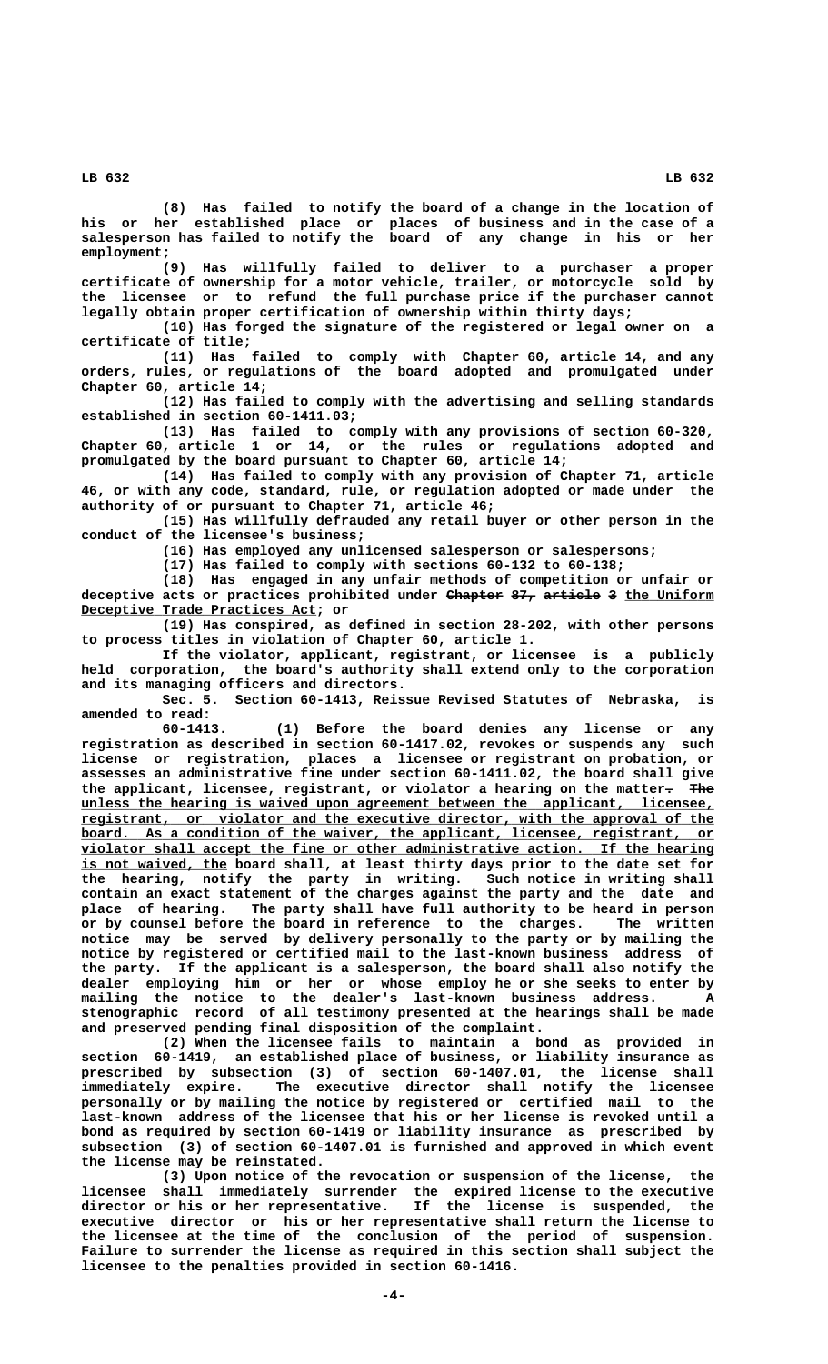(8) Has failed to notify the board of a change in the location of his or her established place or places of business and in the case of a salesperson has failed to notify the board of any change in his or her employment;

(9) Has willfully failed to deliver to a purchaser a proper certificate of ownership for a motor vehicle, trailer, or motorcycle sold by the licensee or to refund the full purchase price if the purchaser cannot legally obtain proper certification of ownership within thirty days;

(10) Has forged the signature of the registered or legal owner on a certificate of title;

(11) Has failed to comply with Chapter 60, article 14, and any orders, rules, or regulations of the board adopted and promulgated under Chapter 60, article 14;

(12) Has failed to comply with the advertising and selling standards established in section 60-1411.03;

(13) Has failed to comply with any provisions of section 60-320, Chapter 60, article 1 or 14, or the rules or regulations adopted and promulgated by the board pursuant to Chapter 60, article 14;

(14) Has failed to comply with any provision of Chapter 71, article 46, or with any code, standard, rule, or regulation adopted or made under the authority of or pursuant to Chapter 71, article 46;

(15) Has willfully defrauded any retail buyer or other person in the conduct of the licensee's business;

(16) Has employed any unlicensed salesperson or salespersons;

(17) Has failed to comply with sections 60-132 to 60-138;

(18) Has engaged in any unfair methods of competition or unfair or deceptive acts or practices prohibited under ~~Chapter 87, article 3~~ the Uniform Deceptive Trade Practices Act; or

(19) Has conspired, as defined in section 28-202, with other persons to process titles in violation of Chapter 60, article 1.

If the violator, applicant, registrant, or licensee is a publicly held corporation, the board's authority shall extend only to the corporation and its managing officers and directors.

Sec. 5. Section 60-1413, Reissue Revised Statutes of Nebraska, is amended to read:

60-1413. (1) Before the board denies any license or any registration as described in section 60-1417.02, revokes or suspends any such license or registration, places a licensee or registrant on probation, or assesses an administrative fine under section 60-1411.02, the board shall give the applicant, licensee, registrant, or violator a hearing on the matter~~.~~ ~~The~~ unless the hearing is waived upon agreement between the applicant, licensee, registrant, or violator and the executive director, with the approval of the board. As a condition of the waiver, the applicant, licensee, registrant, or violator shall accept the fine or other administrative action. If the hearing is not waived, the board shall, at least thirty days prior to the date set for the hearing, notify the party in writing. Such notice in writing shall contain an exact statement of the charges against the party and the date and place of hearing. The party shall have full authority to be heard in person or by counsel before the board in reference to the charges. The written notice may be served by delivery personally to the party or by mailing the notice by registered or certified mail to the last-known business address of the party. If the applicant is a salesperson, the board shall also notify the dealer employing him or her or whose employ he or she seeks to enter by mailing the notice to the dealer's last-known business address. A stenographic record of all testimony presented at the hearings shall be made and preserved pending final disposition of the complaint.

(2) When the licensee fails to maintain a bond as provided in section 60-1419, an established place of business, or liability insurance as prescribed by subsection (3) of section 60-1407.01, the license shall immediately expire. The executive director shall notify the licensee personally or by mailing the notice by registered or certified mail to the last-known address of the licensee that his or her license is revoked until a bond as required by section 60-1419 or liability insurance as prescribed by subsection (3) of section 60-1407.01 is furnished and approved in which event the license may be reinstated.

(3) Upon notice of the revocation or suspension of the license, the licensee shall immediately surrender the expired license to the executive director or his or her representative. If the license is suspended, the executive director or his or her representative shall return the license to the licensee at the time of the conclusion of the period of suspension. Failure to surrender the license as required in this section shall subject the licensee to the penalties provided in section 60-1416.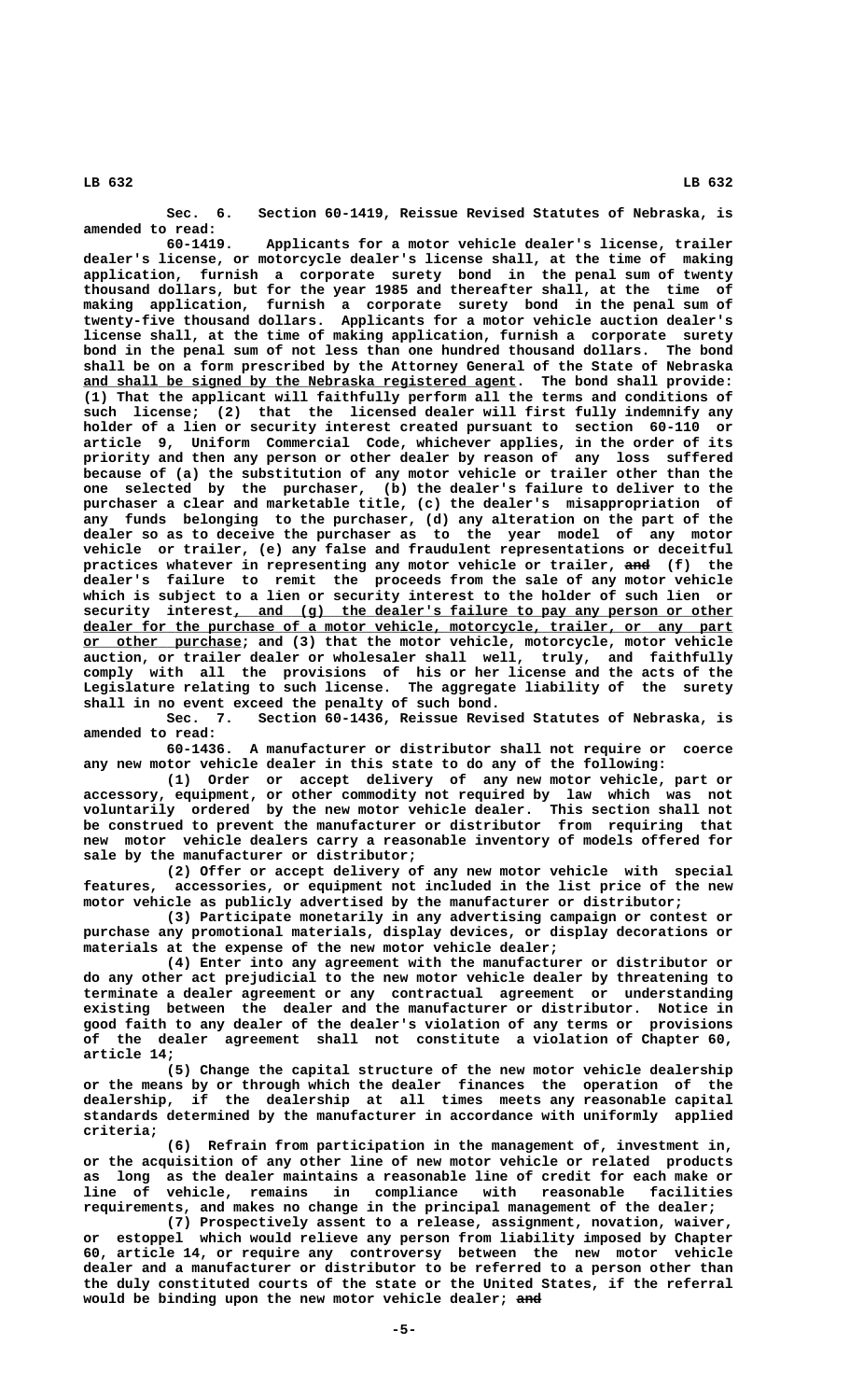Sec. 6. Section 60-1419, Reissue Revised Statutes of Nebraska, is amended to read:

60-1419. Applicants for a motor vehicle dealer's license, trailer dealer's license, or motorcycle dealer's license shall, at the time of making application, furnish a corporate surety bond in the penal sum of twenty thousand dollars, but for the year 1985 and thereafter shall, at the time of making application, furnish a corporate surety bond in the penal sum of twenty-five thousand dollars. Applicants for a motor vehicle auction dealer's license shall, at the time of making application, furnish a corporate surety bond in the penal sum of not less than one hundred thousand dollars. The bond shall be on a form prescribed by the Attorney General of the State of Nebraska and shall be signed by the Nebraska registered agent. The bond shall provide: (1) That the applicant will faithfully perform all the terms and conditions of such license; (2) that the licensed dealer will first fully indemnify any holder of a lien or security interest created pursuant to section 60-110 or article 9, Uniform Commercial Code, whichever applies, in the order of its priority and then any person or other dealer by reason of any loss suffered because of (a) the substitution of any motor vehicle or trailer other than the one selected by the purchaser, (b) the dealer's failure to deliver to the purchaser a clear and marketable title, (c) the dealer's misappropriation of any funds belonging to the purchaser, (d) any alteration on the part of the dealer so as to deceive the purchaser as to the year model of any motor vehicle or trailer, (e) any false and fraudulent representations or deceitful practices whatever in representing any motor vehicle or trailer, ~~and~~ (f) the dealer's failure to remit the proceeds from the sale of any motor vehicle which is subject to a lien or security interest to the holder of such lien or security interest, and (g) the dealer's failure to pay any person or other dealer for the purchase of a motor vehicle, motorcycle, trailer, or any part or other purchase; and (3) that the motor vehicle, motorcycle, motor vehicle auction, or trailer dealer or wholesaler shall well, truly, and faithfully comply with all the provisions of his or her license and the acts of the Legislature relating to such license. The aggregate liability of the surety shall in no event exceed the penalty of such bond.

Sec. 7. Section 60-1436, Reissue Revised Statutes of Nebraska, is amended to read:

60-1436. A manufacturer or distributor shall not require or coerce any new motor vehicle dealer in this state to do any of the following:

(1) Order or accept delivery of any new motor vehicle, part or accessory, equipment, or other commodity not required by law which was not voluntarily ordered by the new motor vehicle dealer. This section shall not be construed to prevent the manufacturer or distributor from requiring that new motor vehicle dealers carry a reasonable inventory of models offered for sale by the manufacturer or distributor;

(2) Offer or accept delivery of any new motor vehicle with special features, accessories, or equipment not included in the list price of the new motor vehicle as publicly advertised by the manufacturer or distributor;

(3) Participate monetarily in any advertising campaign or contest or purchase any promotional materials, display devices, or display decorations or materials at the expense of the new motor vehicle dealer;

(4) Enter into any agreement with the manufacturer or distributor or do any other act prejudicial to the new motor vehicle dealer by threatening to terminate a dealer agreement or any contractual agreement or understanding existing between the dealer and the manufacturer or distributor. Notice in good faith to any dealer of the dealer's violation of any terms or provisions of the dealer agreement shall not constitute a violation of Chapter 60, article 14;

(5) Change the capital structure of the new motor vehicle dealership or the means by or through which the dealer finances the operation of the dealership, if the dealership at all times meets any reasonable capital standards determined by the manufacturer in accordance with uniformly applied criteria;

(6) Refrain from participation in the management of, investment in, or the acquisition of any other line of new motor vehicle or related products as long as the dealer maintains a reasonable line of credit for each make or line of vehicle, remains in compliance with reasonable facilities requirements, and makes no change in the principal management of the dealer;

(7) Prospectively assent to a release, assignment, novation, waiver, or estoppel which would relieve any person from liability imposed by Chapter 60, article 14, or require any controversy between the new motor vehicle dealer and a manufacturer or distributor to be referred to a person other than the duly constituted courts of the state or the United States, if the referral would be binding upon the new motor vehicle dealer; ~~and~~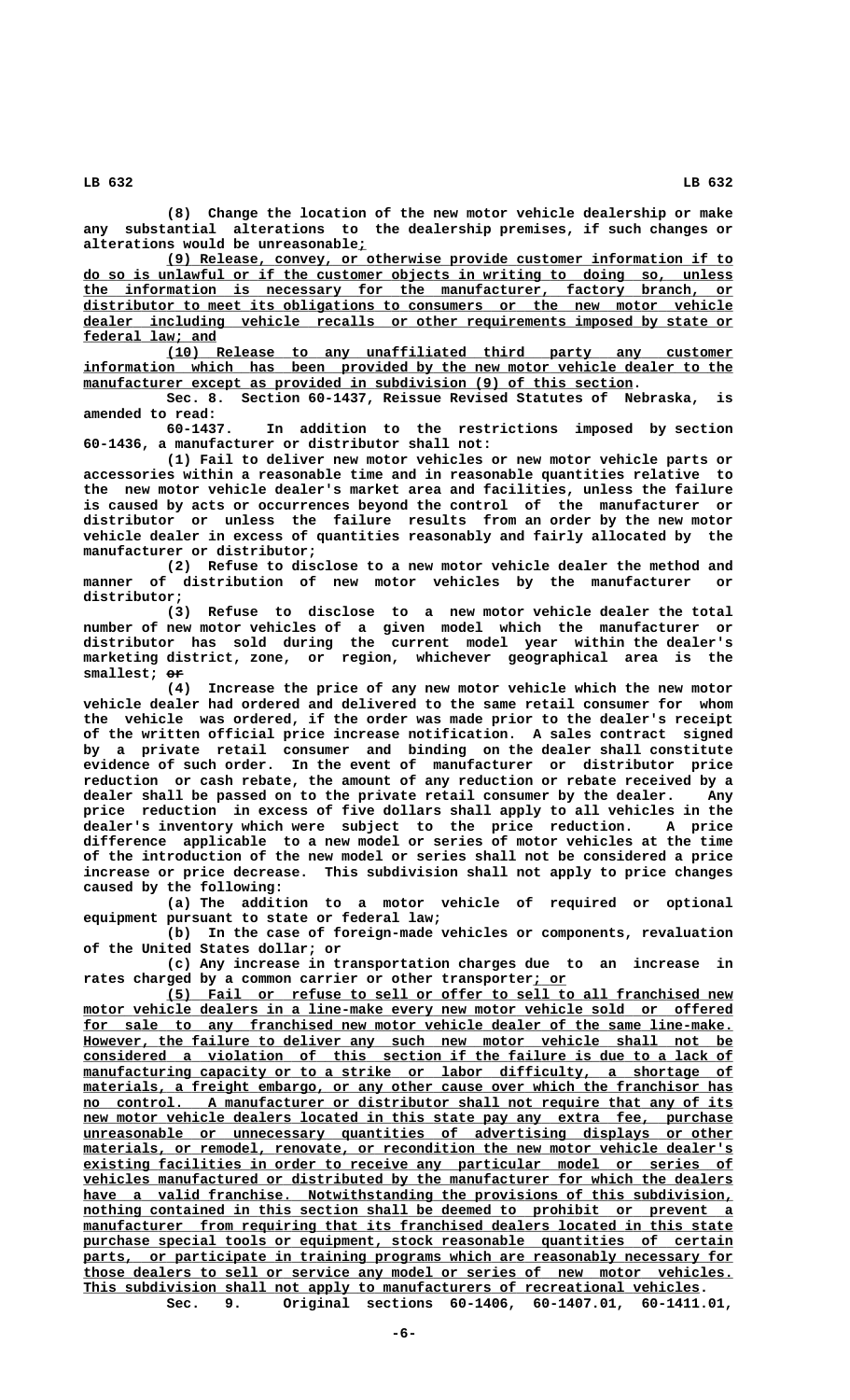(8) Change the location of the new motor vehicle dealership or make any substantial alterations to the dealership premises, if such changes or alterations would be unreasonable;

(9) Release, convey, or otherwise provide customer information if to do so is unlawful or if the customer objects in writing to doing so, unless the information is necessary for the manufacturer, factory branch, or distributor to meet its obligations to consumers or the new motor vehicle dealer including vehicle recalls or other requirements imposed by state or federal law; and

(10) Release to any unaffiliated third party any customer information which has been provided by the new motor vehicle dealer to the manufacturer except as provided in subdivision (9) of this section.

Sec. 8. Section 60-1437, Reissue Revised Statutes of Nebraska, is amended to read:

60-1437. In addition to the restrictions imposed by section 60-1436, a manufacturer or distributor shall not:

(1) Fail to deliver new motor vehicles or new motor vehicle parts or accessories within a reasonable time and in reasonable quantities relative to the new motor vehicle dealer's market area and facilities, unless the failure is caused by acts or occurrences beyond the control of the manufacturer or distributor or unless the failure results from an order by the new motor vehicle dealer in excess of quantities reasonably and fairly allocated by the manufacturer or distributor;

(2) Refuse to disclose to a new motor vehicle dealer the method and manner of distribution of new motor vehicles by the manufacturer or distributor;

(3) Refuse to disclose to a new motor vehicle dealer the total number of new motor vehicles of a given model which the manufacturer or distributor has sold during the current model year within the dealer's marketing district, zone, or region, whichever geographical area is the smallest; ~~or~~

(4) Increase the price of any new motor vehicle which the new motor vehicle dealer had ordered and delivered to the same retail consumer for whom the vehicle was ordered, if the order was made prior to the dealer's receipt of the written official price increase notification. A sales contract signed by a private retail consumer and binding on the dealer shall constitute evidence of such order. In the event of manufacturer or distributor price reduction or cash rebate, the amount of any reduction or rebate received by a dealer shall be passed on to the private retail consumer by the dealer. Any price reduction in excess of five dollars shall apply to all vehicles in the dealer's inventory which were subject to the price reduction. A price difference applicable to a new model or series of motor vehicles at the time of the introduction of the new model or series shall not be considered a price increase or price decrease. This subdivision shall not apply to price changes caused by the following:

(a) The addition to a motor vehicle of required or optional equipment pursuant to state or federal law;

(b) In the case of foreign-made vehicles or components, revaluation of the United States dollar; or

(c) Any increase in transportation charges due to an increase in rates charged by a common carrier or other transporter; or

(5) Fail or refuse to sell or offer to sell to all franchised new motor vehicle dealers in a line-make every new motor vehicle sold or offered for sale to any franchised new motor vehicle dealer of the same line-make. However, the failure to deliver any such new motor vehicle shall not be considered a violation of this section if the failure is due to a lack of manufacturing capacity or to a strike or labor difficulty, a shortage of materials, a freight embargo, or any other cause over which the franchisor has no control. A manufacturer or distributor shall not require that any of its new motor vehicle dealers located in this state pay any extra fee, purchase unreasonable or unnecessary quantities of advertising displays or other materials, or remodel, renovate, or recondition the new motor vehicle dealer's existing facilities in order to receive any particular model or series of vehicles manufactured or distributed by the manufacturer for which the dealers have a valid franchise. Notwithstanding the provisions of this subdivision, nothing contained in this section shall be deemed to prohibit or prevent a manufacturer from requiring that its franchised dealers located in this state purchase special tools or equipment, stock reasonable quantities of certain parts, or participate in training programs which are reasonably necessary for those dealers to sell or service any model or series of new motor vehicles. This subdivision shall not apply to manufacturers of recreational vehicles.

Sec. 9. Original sections 60-1406, 60-1407.01, 60-1411.01,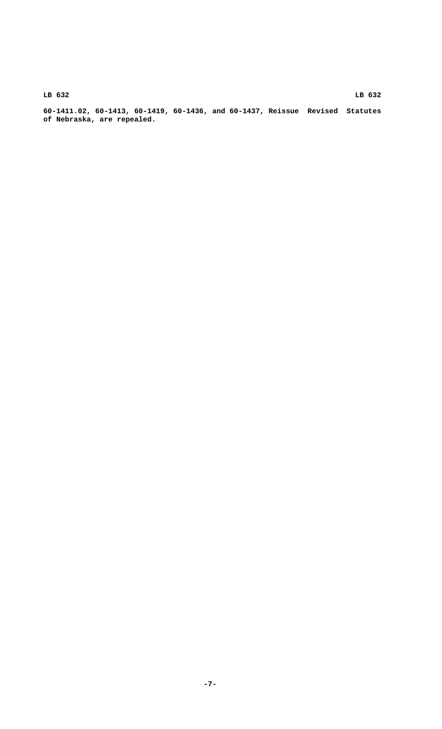60-1411.02, 60-1413, 60-1419, 60-1436, and 60-1437, Reissue Revised Statutes of Nebraska, are repealed.